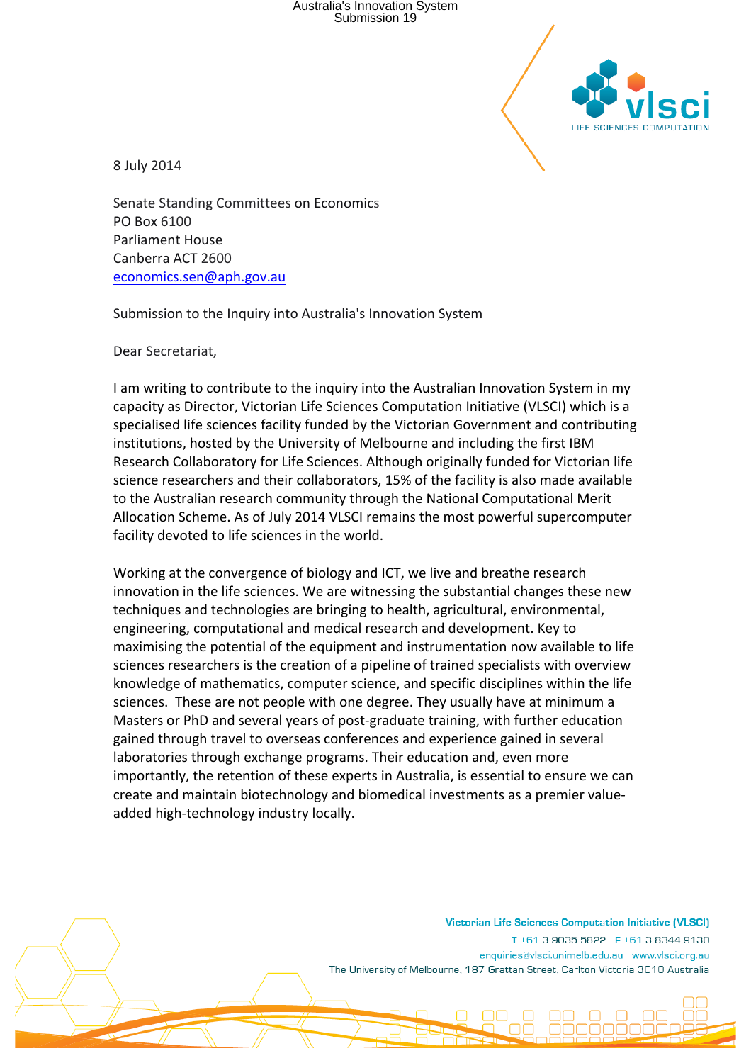8 July 2014

Senate Standing Committees on Economics
PO Box 6100
Parliament House
Canberra ACT 2600
economics.sen@aph.gov.au

Submission to the Inquiry into Australia's Innovation System

Dear Secretariat,

I am writing to contribute to the inquiry into the Australian Innovation System in my capacity as Director, Victorian Life Sciences Computation Initiative (VLSCI) which is a specialised life sciences facility funded by the Victorian Government and contributing institutions, hosted by the University of Melbourne and including the first IBM Research Collaboratory for Life Sciences. Although originally funded for Victorian life science researchers and their collaborators, 15% of the facility is also made available to the Australian research community through the National Computational Merit Allocation Scheme. As of July 2014 VLSCI remains the most powerful supercomputer facility devoted to life sciences in the world.

Working at the convergence of biology and ICT, we live and breathe research innovation in the life sciences. We are witnessing the substantial changes these new techniques and technologies are bringing to health, agricultural, environmental, engineering, computational and medical research and development. Key to maximising the potential of the equipment and instrumentation now available to life sciences researchers is the creation of a pipeline of trained specialists with overview knowledge of mathematics, computer science, and specific disciplines within the life sciences. These are not people with one degree. They usually have at minimum a Masters or PhD and several years of post-graduate training, with further education gained through travel to overseas conferences and experience gained in several laboratories through exchange programs. Their education and, even more importantly, the retention of these experts in Australia, is essential to ensure we can create and maintain biotechnology and biomedical investments as a premier value-added high-technology industry locally.

Victorian Life Sciences Computation Initiative (VLSCI)
T +61 3 9035 5822 F +61 3 8344 9130
enquiries@vlsci.unimelb.edu.au www.vlsci.org.au
The University of Melbourne, 187 Grattan Street, Carlton Victoria 3010 Australia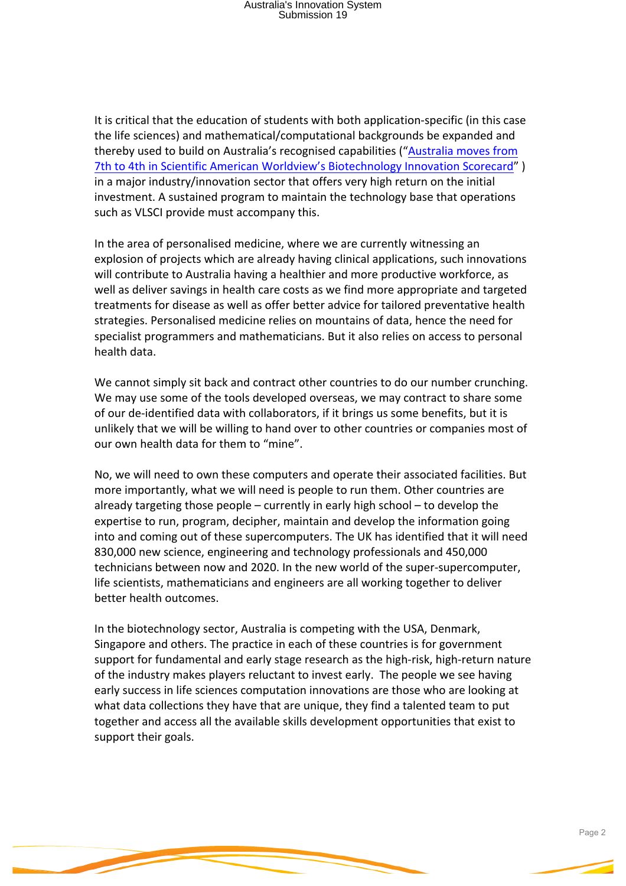It is critical that the education of students with both application-specific (in this case the life sciences) and mathematical/computational backgrounds be expanded and thereby used to build on Australia's recognised capabilities ("Australia moves from 7th to 4th in Scientific American Worldview's Biotechnology Innovation Scorecard" ) in a major industry/innovation sector that offers very high return on the initial investment. A sustained program to maintain the technology base that operations such as VLSCI provide must accompany this.

In the area of personalised medicine, where we are currently witnessing an explosion of projects which are already having clinical applications, such innovations will contribute to Australia having a healthier and more productive workforce, as well as deliver savings in health care costs as we find more appropriate and targeted treatments for disease as well as offer better advice for tailored preventative health strategies. Personalised medicine relies on mountains of data, hence the need for specialist programmers and mathematicians. But it also relies on access to personal health data.

We cannot simply sit back and contract other countries to do our number crunching. We may use some of the tools developed overseas, we may contract to share some of our de-identified data with collaborators, if it brings us some benefits, but it is unlikely that we will be willing to hand over to other countries or companies most of our own health data for them to "mine".

No, we will need to own these computers and operate their associated facilities. But more importantly, what we will need is people to run them. Other countries are already targeting those people – currently in early high school – to develop the expertise to run, program, decipher, maintain and develop the information going into and coming out of these supercomputers. The UK has identified that it will need 830,000 new science, engineering and technology professionals and 450,000 technicians between now and 2020. In the new world of the super-supercomputer, life scientists, mathematicians and engineers are all working together to deliver better health outcomes.

In the biotechnology sector, Australia is competing with the USA, Denmark, Singapore and others. The practice in each of these countries is for government support for fundamental and early stage research as the high-risk, high-return nature of the industry makes players reluctant to invest early. The people we see having early success in life sciences computation innovations are those who are looking at what data collections they have that are unique, they find a talented team to put together and access all the available skills development opportunities that exist to support their goals.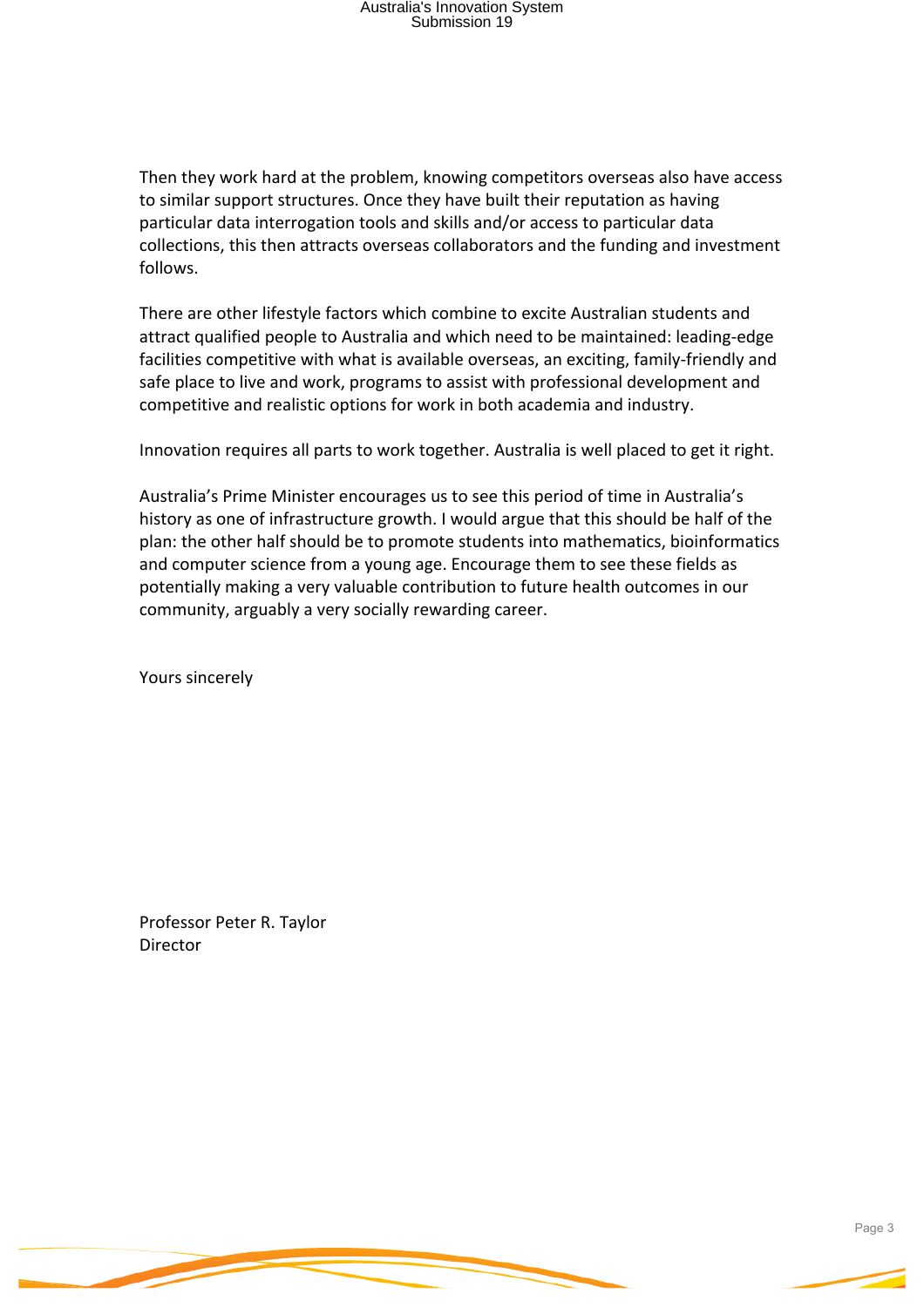Then they work hard at the problem, knowing competitors overseas also have access to similar support structures. Once they have built their reputation as having particular data interrogation tools and skills and/or access to particular data collections, this then attracts overseas collaborators and the funding and investment follows.

There are other lifestyle factors which combine to excite Australian students and attract qualified people to Australia and which need to be maintained: leading-edge facilities competitive with what is available overseas, an exciting, family-friendly and safe place to live and work, programs to assist with professional development and competitive and realistic options for work in both academia and industry.

Innovation requires all parts to work together. Australia is well placed to get it right.

Australia's Prime Minister encourages us to see this period of time in Australia's history as one of infrastructure growth. I would argue that this should be half of the plan: the other half should be to promote students into mathematics, bioinformatics and computer science from a young age. Encourage them to see these fields as potentially making a very valuable contribution to future health outcomes in our community, arguably a very socially rewarding career.

Yours sincerely

Professor Peter R. Taylor
Director